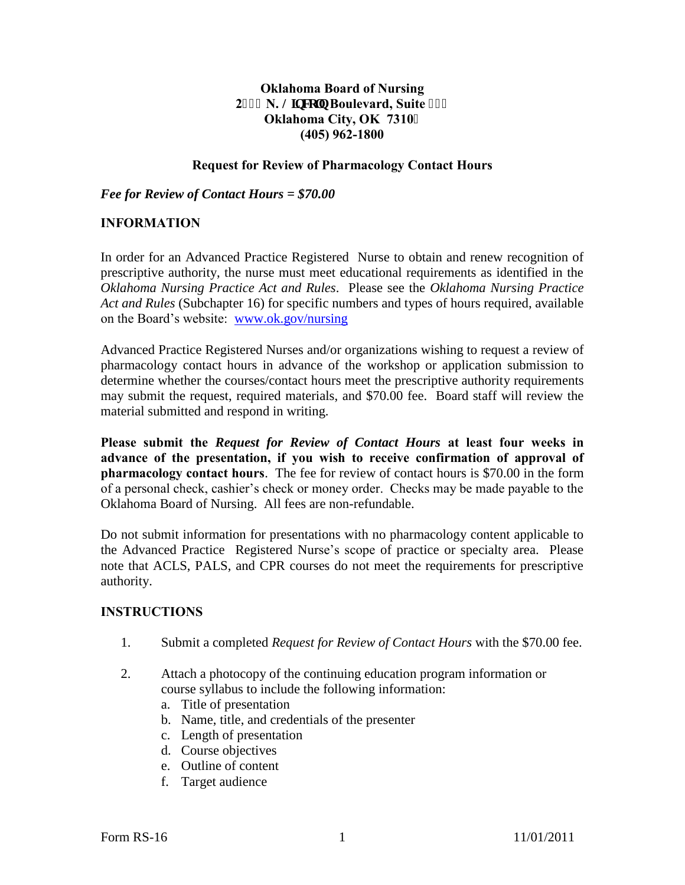**Oklahoma Board of Nursing**
**2 N. / IQFRQ Boulevard, Suite**
**Oklahoma City, OK 7310**
**(405) 962-1800**

**Request for Review of Pharmacology Contact Hours**

***Fee for Review of Contact Hours = $70.00***

## INFORMATION

In order for an Advanced Practice Registered Nurse to obtain and renew recognition of prescriptive authority, the nurse must meet educational requirements as identified in the *Oklahoma Nursing Practice Act and Rules*. Please see the *Oklahoma Nursing Practice Act and Rules* (Subchapter 16) for specific numbers and types of hours required, available on the Board's website: [www.ok.gov/nursing](www.ok.gov/nursing)

Advanced Practice Registered Nurses and/or organizations wishing to request a review of pharmacology contact hours in advance of the workshop or application submission to determine whether the courses/contact hours meet the prescriptive authority requirements may submit the request, required materials, and $70.00 fee. Board staff will review the material submitted and respond in writing.

**Please submit the *Request for Review of Contact Hours* at least four weeks in advance of the presentation, if you wish to receive confirmation of approval of pharmacology contact hours**. The fee for review of contact hours is $70.00 in the form of a personal check, cashier's check or money order. Checks may be made payable to the Oklahoma Board of Nursing. All fees are non-refundable.

Do not submit information for presentations with no pharmacology content applicable to the Advanced Practice Registered Nurse's scope of practice or specialty area. Please note that ACLS, PALS, and CPR courses do not meet the requirements for prescriptive authority.

## INSTRUCTIONS

1. Submit a completed *Request for Review of Contact Hours* with the $70.00 fee.

2. Attach a photocopy of the continuing education program information or course syllabus to include the following information:
   a. Title of presentation
   b. Name, title, and credentials of the presenter
   c. Length of presentation
   d. Course objectives
   e. Outline of content
   f. Target audience

Form RS-16 11/01/2011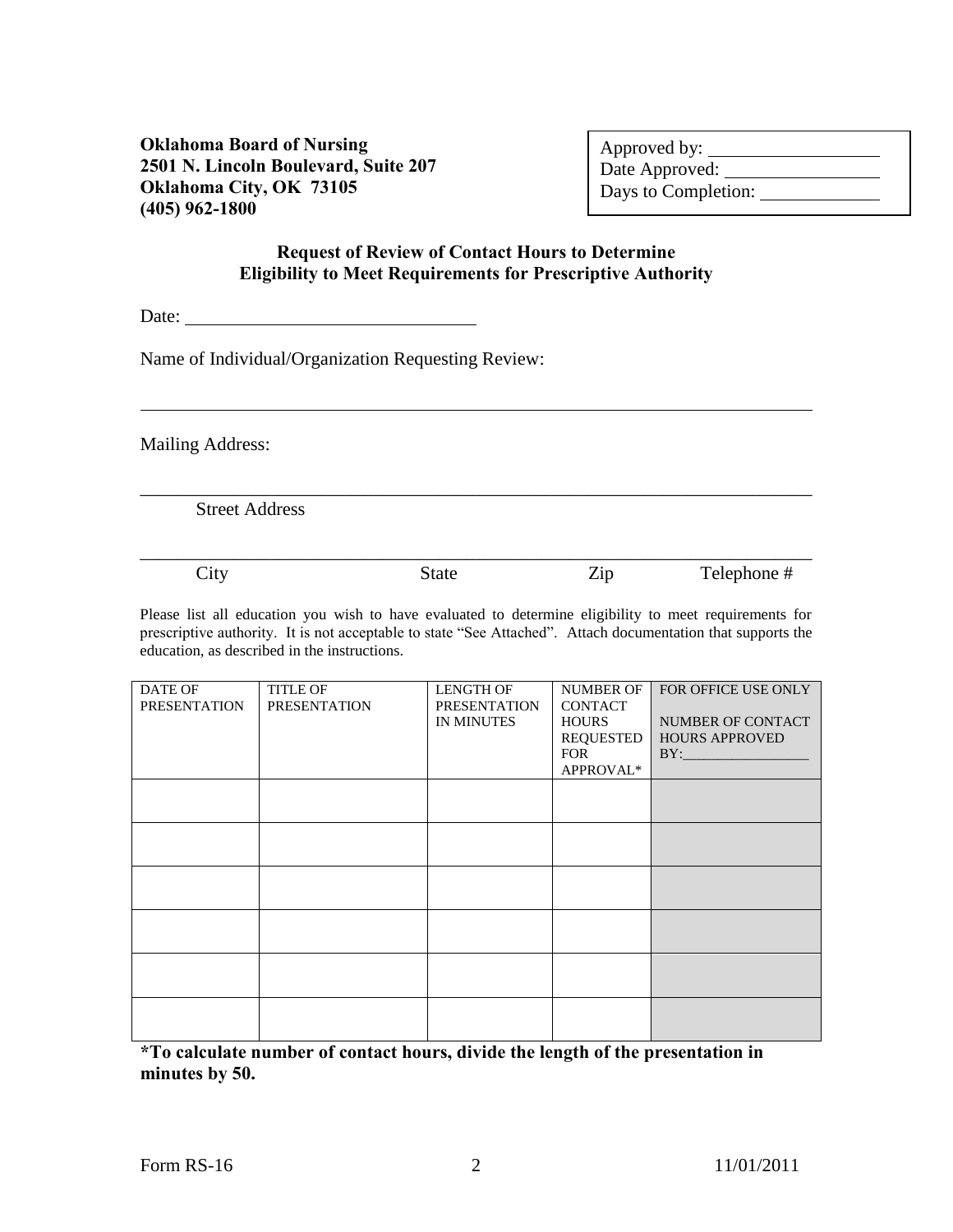**Oklahoma Board of Nursing**
**2501 N. Lincoln Boulevard, Suite 207**
**Oklahoma City, OK 73105**
**(405) 962-1800**

Approved by: ____________________
Date Approved: ____________________
Days to Completion: ____________________

### Request of Review of Contact Hours to Determine Eligibility to Meet Requirements for Prescriptive Authority

Date: ________________________________

Name of Individual/Organization Requesting Review:

___________________________________________________________________________

Mailing Address:

___________________________________________________________________________
Street Address

___________________________________________________________________________
City State Zip Telephone #

Please list all education you wish to have evaluated to determine eligibility to meet requirements for prescriptive authority. It is not acceptable to state "See Attached". Attach documentation that supports the education, as described in the instructions.

| DATE OF PRESENTATION | TITLE OF PRESENTATION | LENGTH OF PRESENTATION IN MINUTES | NUMBER OF CONTACT HOURS REQUESTED FOR APPROVAL* | FOR OFFICE USE ONLY<br><br>NUMBER OF CONTACT HOURS APPROVED BY:__________________ |
|---|---|---|---|---|
| | | | | |
| | | | | |
| | | | | |
| | | | | |
| | | | | |
| | | | | |

**\*To calculate number of contact hours, divide the length of the presentation in minutes by 50.**

Form RS-16 11/01/2011